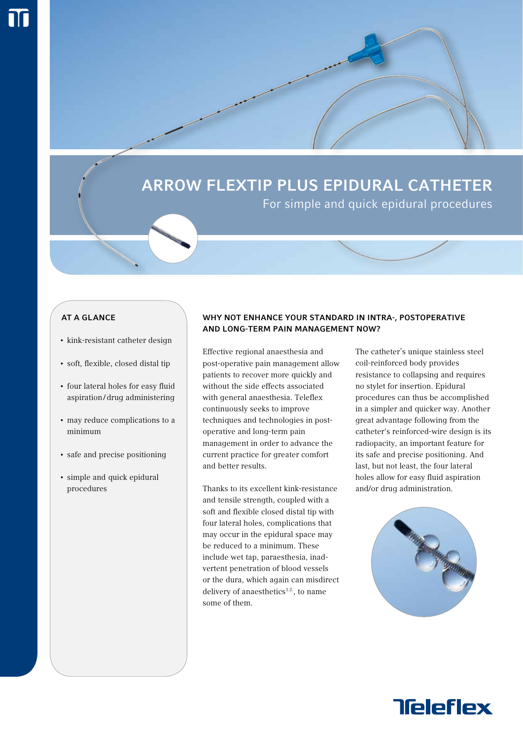# ARROW FLEXTIP PLUS EPIDURAL CATHETER

For simple and quick epidural procedures

## AT A GLANCE

- kink-resistant catheter design
- soft, flexible, closed distal tip
- four lateral holes for easy fluid aspiration/drug administering
- may reduce complications to a minimum
- safe and precise positioning
- simple and quick epidural procedures

## WHY NOT ENHANCE YOUR STANDARD IN INTRA-, POSTOPERATIVE AND LONG-TERM PAIN MANAGEMENT NOW?

Effective regional anaesthesia and post-operative pain management allow patients to recover more quickly and without the side effects associated with general anaesthesia. Teleflex continuously seeks to improve techniques and technologies in post-operative and long-term pain management in order to advance the current practice for greater comfort and better results.

Thanks to its excellent kink-resistance and tensile strength, coupled with a soft and flexible closed distal tip with four lateral holes, complications that may occur in the epidural space may be reduced to a minimum. These include wet tap, paraesthesia, inadvertent penetration of blood vessels or the dura, which again can misdirect delivery of anaesthetics[1,2], to name some of them.

The catheter's unique stainless steel coil-reinforced body provides resistance to collapsing and requires no stylet for insertion. Epidural procedures can thus be accomplished in a simpler and quicker way. Another great advantage following from the catheter's reinforced-wire design is its radiopacity, an important feature for its safe and precise positioning. And last, but not least, the four lateral holes allow for easy fluid aspiration and/or drug administration.

Teleflex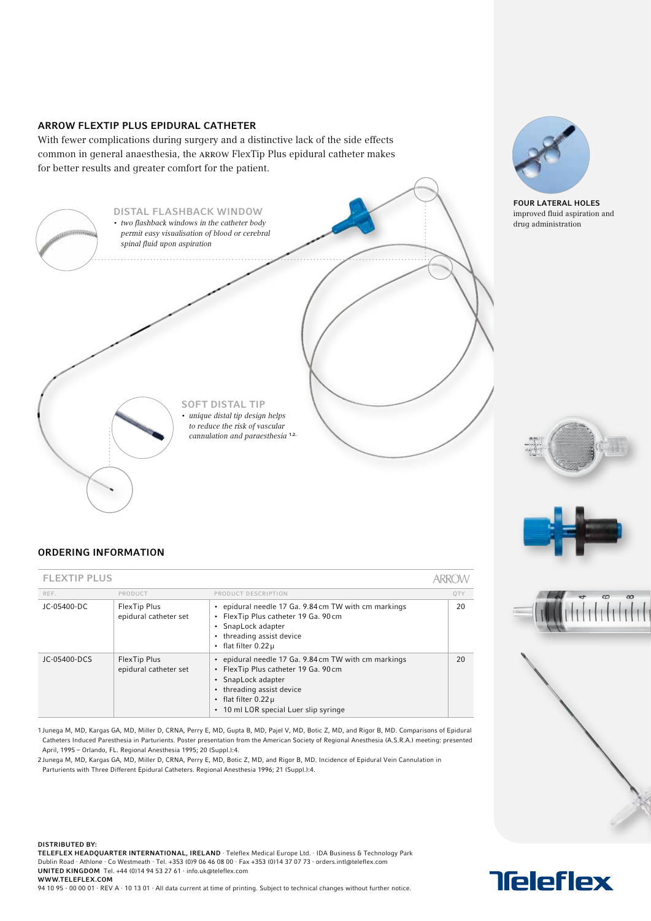## ARROW FLEXTIP PLUS EPIDURAL CATHETER

With fewer complications during surgery and a distinctive lack of the side effects common in general anaesthesia, the ARROW FlexTip Plus epidural catheter makes for better results and greater comfort for the patient.

**FOUR LATERAL HOLES**
improved fluid aspiration and drug administration

**DISTAL FLASHBACK WINDOW**
- *two flashback windows in the catheter body permit easy visualisation of blood or cerebral spinal fluid upon aspiration*

**SOFT DISTAL TIP**
- *unique distal tip design helps to reduce the risk of vascular cannulation and paraesthesia* [1,2]

## ORDERING INFORMATION

FLEXTIP PLUS — ARROW

| REF. | PRODUCT | PRODUCT DESCRIPTION | QTY |
|---|---|---|---|
| JC-05400-DC | FlexTip Plus epidural catheter set | • epidural needle 17 Ga. 9.84 cm TW with cm markings<br>• FlexTip Plus catheter 19 Ga. 90 cm<br>• SnapLock adapter<br>• threading assist device<br>• flat filter 0.22 µ | 20 |
| JC-05400-DCS | FlexTip Plus epidural catheter set | • epidural needle 17 Ga. 9.84 cm TW with cm markings<br>• FlexTip Plus catheter 19 Ga. 90 cm<br>• SnapLock adapter<br>• threading assist device<br>• flat filter 0.22 µ<br>• 10 ml LOR special Luer slip syringe | 20 |

1 Junega M, MD, Kargas GA, MD, Miller D, CRNA, Perry E, MD, Gupta B, MD, Pajel V, MD, Botic Z, MD, and Rigor B, MD. Comparisons of Epidural Catheters Induced Paresthesia in Parturients. Poster presentation from the American Society of Regional Anesthesia (A.S.R.A.) meeting: presented April, 1995 – Orlando, FL. Regional Anesthesia 1995; 20 (Suppl.):4.

2 Junega M, MD, Kargas GA, MD, Miller D, CRNA, Perry E, MD, Botic Z, MD, and Rigor B, MD. Incidence of Epidural Vein Cannulation in Parturients with Three Different Epidural Catheters. Regional Anesthesia 1996; 21 (Suppl.):4.

**DISTRIBUTED BY:**
**TELEFLEX HEADQUARTER INTERNATIONAL, IRELAND** · Teleflex Medical Europe Ltd. · IDA Business & Technology Park Dublin Road · Athlone · Co Westmeath · Tel. +353 (0)9 06 46 08 00 · Fax +353 (0)14 37 07 73 · orders.intl@teleflex.com
**UNITED KINGDOM** Tel. +44 (0)14 94 53 27 61 · info.uk@teleflex.com
**WWW.TELEFLEX.COM**
94 10 95 · 00 00 01 · REV A · 10 13 01 · All data current at time of printing. Subject to technical changes without further notice.

Teleflex